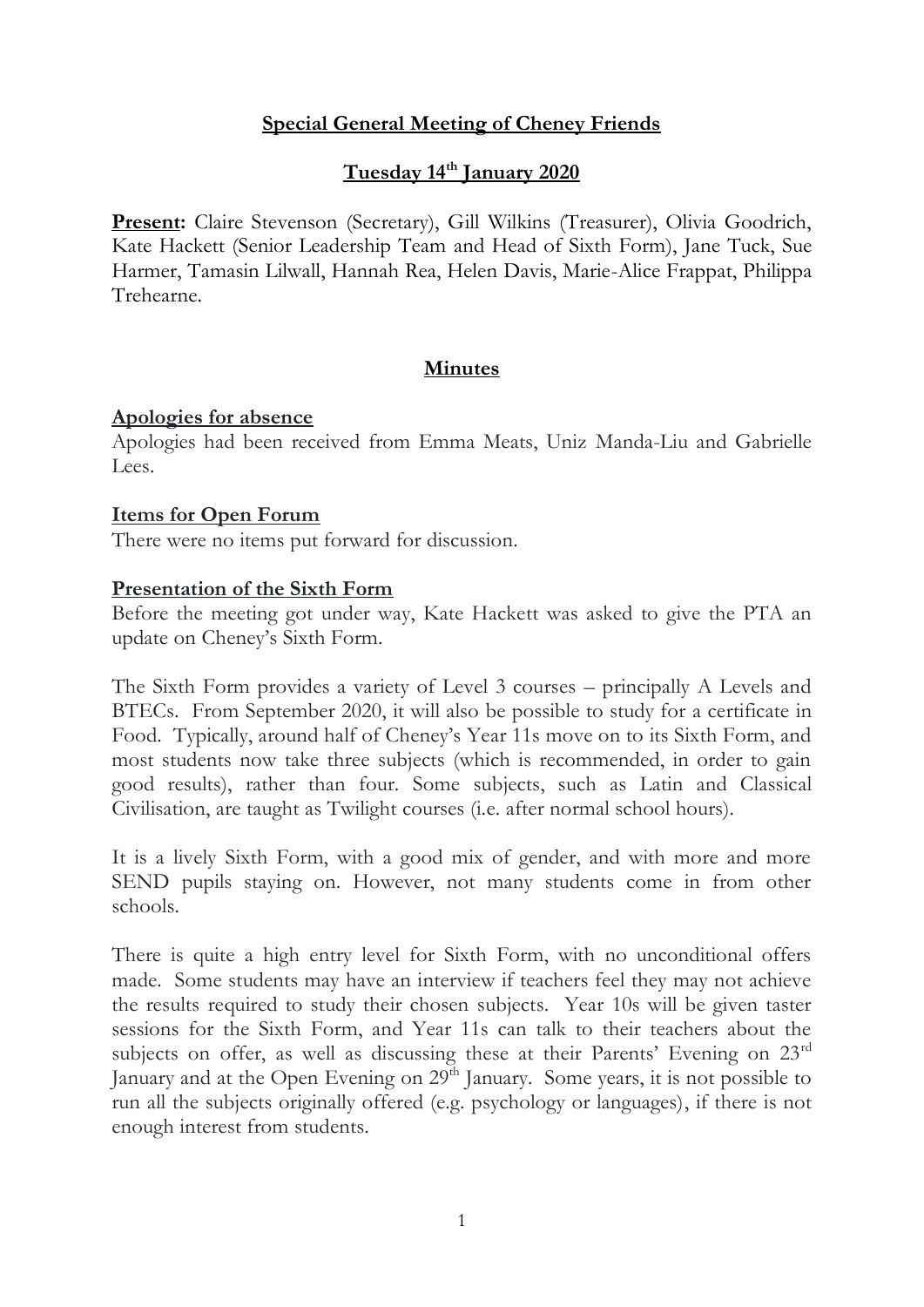# Special General Meeting of Cheney Friends

## Tuesday 14th January 2020

**Present:** Claire Stevenson (Secretary), Gill Wilkins (Treasurer), Olivia Goodrich, Kate Hackett (Senior Leadership Team and Head of Sixth Form), Jane Tuck, Sue Harmer, Tamasin Lilwall, Hannah Rea, Helen Davis, Marie-Alice Frappat, Philippa Trehearne.

## Minutes

### Apologies for absence

Apologies had been received from Emma Meats, Uniz Manda-Liu and Gabrielle Lees.

### Items for Open Forum

There were no items put forward for discussion.

### Presentation of the Sixth Form

Before the meeting got under way, Kate Hackett was asked to give the PTA an update on Cheney's Sixth Form.

The Sixth Form provides a variety of Level 3 courses – principally A Levels and BTECs. From September 2020, it will also be possible to study for a certificate in Food. Typically, around half of Cheney's Year 11s move on to its Sixth Form, and most students now take three subjects (which is recommended, in order to gain good results), rather than four. Some subjects, such as Latin and Classical Civilisation, are taught as Twilight courses (i.e. after normal school hours).

It is a lively Sixth Form, with a good mix of gender, and with more and more SEND pupils staying on. However, not many students come in from other schools.

There is quite a high entry level for Sixth Form, with no unconditional offers made. Some students may have an interview if teachers feel they may not achieve the results required to study their chosen subjects. Year 10s will be given taster sessions for the Sixth Form, and Year 11s can talk to their teachers about the subjects on offer, as well as discussing these at their Parents' Evening on 23rd January and at the Open Evening on 29th January. Some years, it is not possible to run all the subjects originally offered (e.g. psychology or languages), if there is not enough interest from students.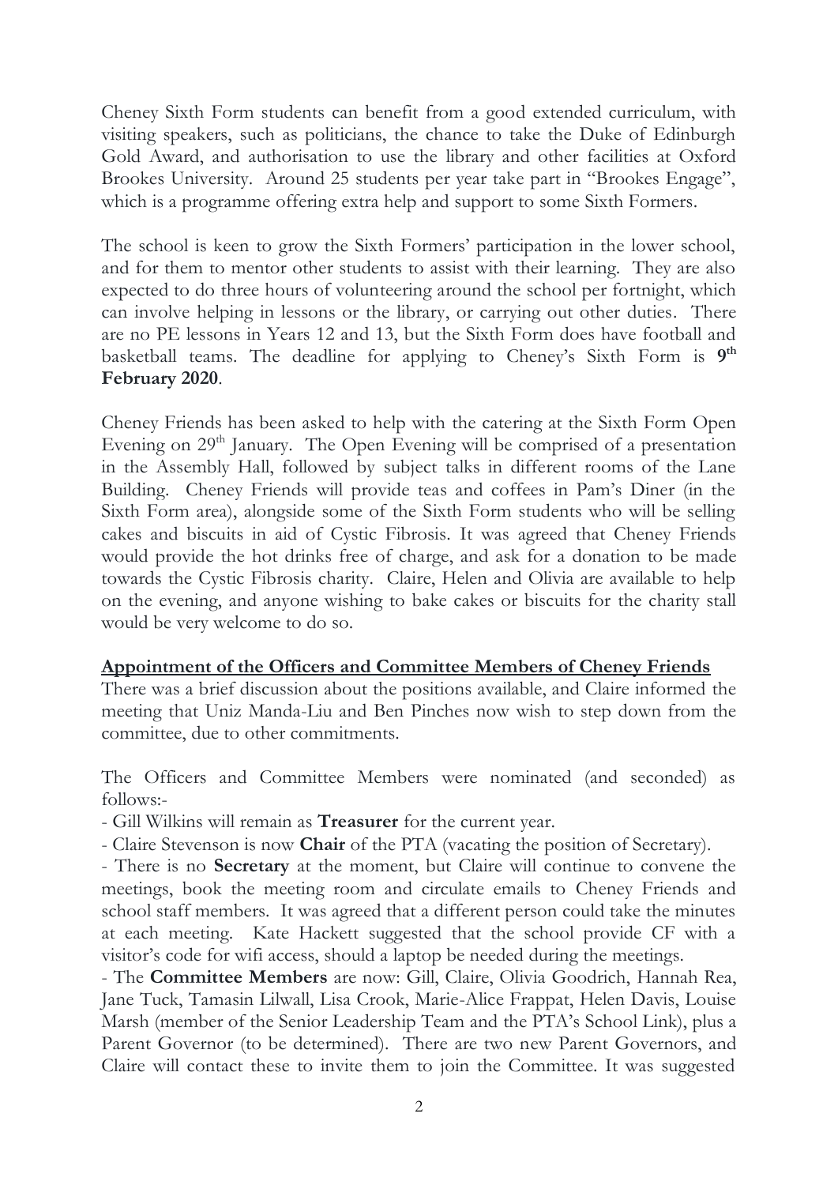Cheney Sixth Form students can benefit from a good extended curriculum, with visiting speakers, such as politicians, the chance to take the Duke of Edinburgh Gold Award, and authorisation to use the library and other facilities at Oxford Brookes University. Around 25 students per year take part in "Brookes Engage", which is a programme offering extra help and support to some Sixth Formers.

The school is keen to grow the Sixth Formers' participation in the lower school, and for them to mentor other students to assist with their learning. They are also expected to do three hours of volunteering around the school per fortnight, which can involve helping in lessons or the library, or carrying out other duties. There are no PE lessons in Years 12 and 13, but the Sixth Form does have football and basketball teams. The deadline for applying to Cheney's Sixth Form is **9th February 2020**.

Cheney Friends has been asked to help with the catering at the Sixth Form Open Evening on 29th January. The Open Evening will be comprised of a presentation in the Assembly Hall, followed by subject talks in different rooms of the Lane Building. Cheney Friends will provide teas and coffees in Pam's Diner (in the Sixth Form area), alongside some of the Sixth Form students who will be selling cakes and biscuits in aid of Cystic Fibrosis. It was agreed that Cheney Friends would provide the hot drinks free of charge, and ask for a donation to be made towards the Cystic Fibrosis charity. Claire, Helen and Olivia are available to help on the evening, and anyone wishing to bake cakes or biscuits for the charity stall would be very welcome to do so.

**Appointment of the Officers and Committee Members of Cheney Friends**

There was a brief discussion about the positions available, and Claire informed the meeting that Uniz Manda-Liu and Ben Pinches now wish to step down from the committee, due to other commitments.

The Officers and Committee Members were nominated (and seconded) as follows:-

- Gill Wilkins will remain as **Treasurer** for the current year.
- Claire Stevenson is now **Chair** of the PTA (vacating the position of Secretary).
- There is no **Secretary** at the moment, but Claire will continue to convene the meetings, book the meeting room and circulate emails to Cheney Friends and school staff members. It was agreed that a different person could take the minutes at each meeting. Kate Hackett suggested that the school provide CF with a visitor's code for wifi access, should a laptop be needed during the meetings.
- The **Committee Members** are now: Gill, Claire, Olivia Goodrich, Hannah Rea, Jane Tuck, Tamasin Lilwall, Lisa Crook, Marie-Alice Frappat, Helen Davis, Louise Marsh (member of the Senior Leadership Team and the PTA's School Link), plus a Parent Governor (to be determined). There are two new Parent Governors, and Claire will contact these to invite them to join the Committee. It was suggested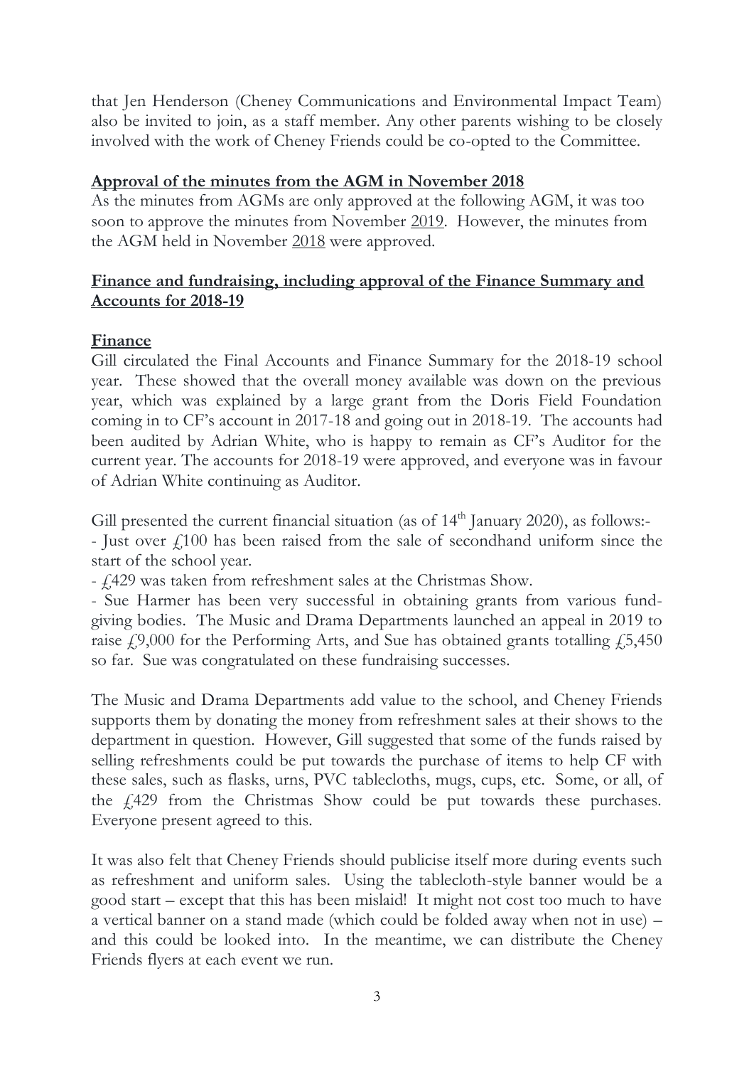that Jen Henderson (Cheney Communications and Environmental Impact Team) also be invited to join, as a staff member. Any other parents wishing to be closely involved with the work of Cheney Friends could be co-opted to the Committee.

## Approval of the minutes from the AGM in November 2018

As the minutes from AGMs are only approved at the following AGM, it was too soon to approve the minutes from November 2019. However, the minutes from the AGM held in November 2018 were approved.

## Finance and fundraising, including approval of the Finance Summary and Accounts for 2018-19

### Finance

Gill circulated the Final Accounts and Finance Summary for the 2018-19 school year. These showed that the overall money available was down on the previous year, which was explained by a large grant from the Doris Field Foundation coming in to CF's account in 2017-18 and going out in 2018-19. The accounts had been audited by Adrian White, who is happy to remain as CF's Auditor for the current year. The accounts for 2018-19 were approved, and everyone was in favour of Adrian White continuing as Auditor.

Gill presented the current financial situation (as of 14th January 2020), as follows:-

- Just over £100 has been raised from the sale of secondhand uniform since the start of the school year.
- £429 was taken from refreshment sales at the Christmas Show.
- Sue Harmer has been very successful in obtaining grants from various fund-giving bodies. The Music and Drama Departments launched an appeal in 2019 to raise £9,000 for the Performing Arts, and Sue has obtained grants totalling £5,450 so far. Sue was congratulated on these fundraising successes.

The Music and Drama Departments add value to the school, and Cheney Friends supports them by donating the money from refreshment sales at their shows to the department in question. However, Gill suggested that some of the funds raised by selling refreshments could be put towards the purchase of items to help CF with these sales, such as flasks, urns, PVC tablecloths, mugs, cups, etc. Some, or all, of the £429 from the Christmas Show could be put towards these purchases. Everyone present agreed to this.

It was also felt that Cheney Friends should publicise itself more during events such as refreshment and uniform sales. Using the tablecloth-style banner would be a good start – except that this has been mislaid! It might not cost too much to have a vertical banner on a stand made (which could be folded away when not in use) – and this could be looked into. In the meantime, we can distribute the Cheney Friends flyers at each event we run.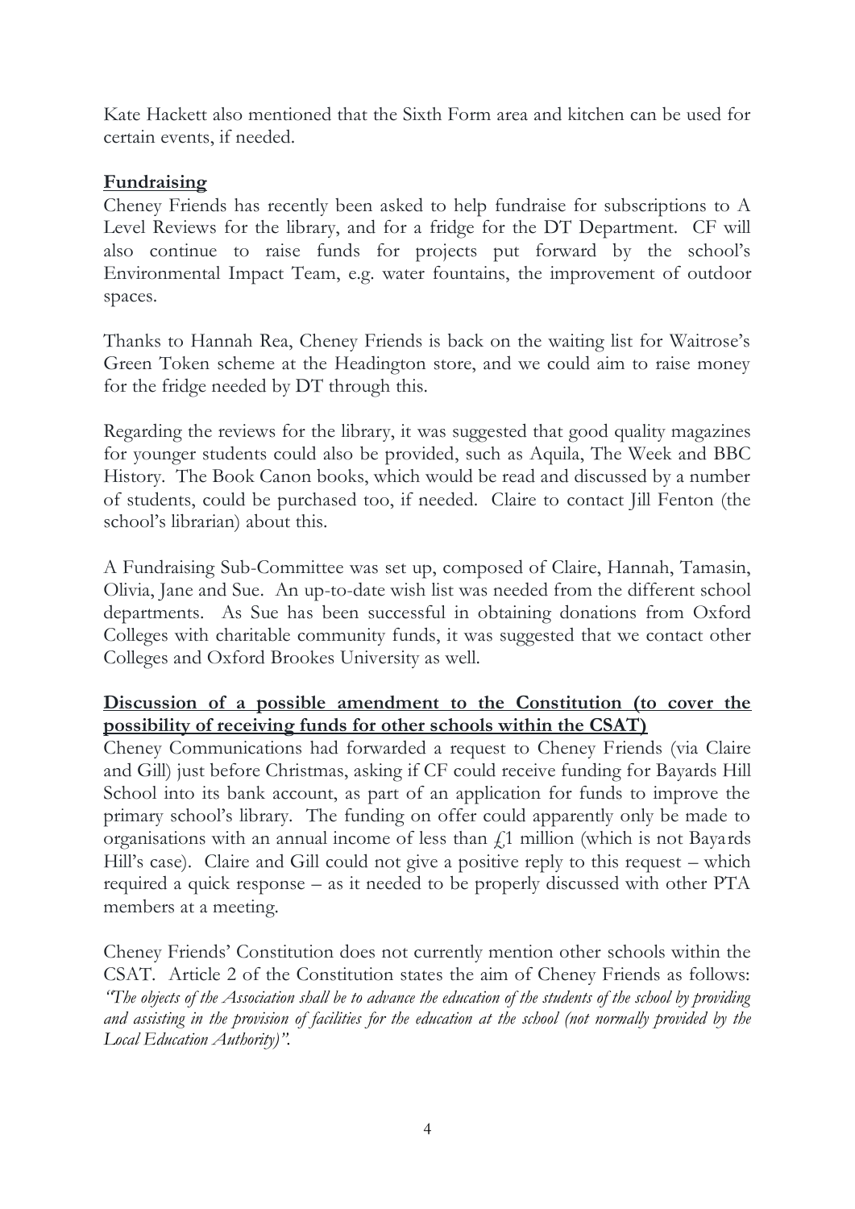Kate Hackett also mentioned that the Sixth Form area and kitchen can be used for certain events, if needed.

**Fundraising**

Cheney Friends has recently been asked to help fundraise for subscriptions to A Level Reviews for the library, and for a fridge for the DT Department. CF will also continue to raise funds for projects put forward by the school's Environmental Impact Team, e.g. water fountains, the improvement of outdoor spaces.

Thanks to Hannah Rea, Cheney Friends is back on the waiting list for Waitrose's Green Token scheme at the Headington store, and we could aim to raise money for the fridge needed by DT through this.

Regarding the reviews for the library, it was suggested that good quality magazines for younger students could also be provided, such as Aquila, The Week and BBC History. The Book Canon books, which would be read and discussed by a number of students, could be purchased too, if needed. Claire to contact Jill Fenton (the school's librarian) about this.

A Fundraising Sub-Committee was set up, composed of Claire, Hannah, Tamasin, Olivia, Jane and Sue. An up-to-date wish list was needed from the different school departments. As Sue has been successful in obtaining donations from Oxford Colleges with charitable community funds, it was suggested that we contact other Colleges and Oxford Brookes University as well.

**Discussion of a possible amendment to the Constitution (to cover the possibility of receiving funds for other schools within the CSAT)**

Cheney Communications had forwarded a request to Cheney Friends (via Claire and Gill) just before Christmas, asking if CF could receive funding for Bayards Hill School into its bank account, as part of an application for funds to improve the primary school's library. The funding on offer could apparently only be made to organisations with an annual income of less than £1 million (which is not Bayards Hill's case). Claire and Gill could not give a positive reply to this request – which required a quick response – as it needed to be properly discussed with other PTA members at a meeting.

Cheney Friends' Constitution does not currently mention other schools within the CSAT. Article 2 of the Constitution states the aim of Cheney Friends as follows: *"The objects of the Association shall be to advance the education of the students of the school by providing and assisting in the provision of facilities for the education at the school (not normally provided by the Local Education Authority)".*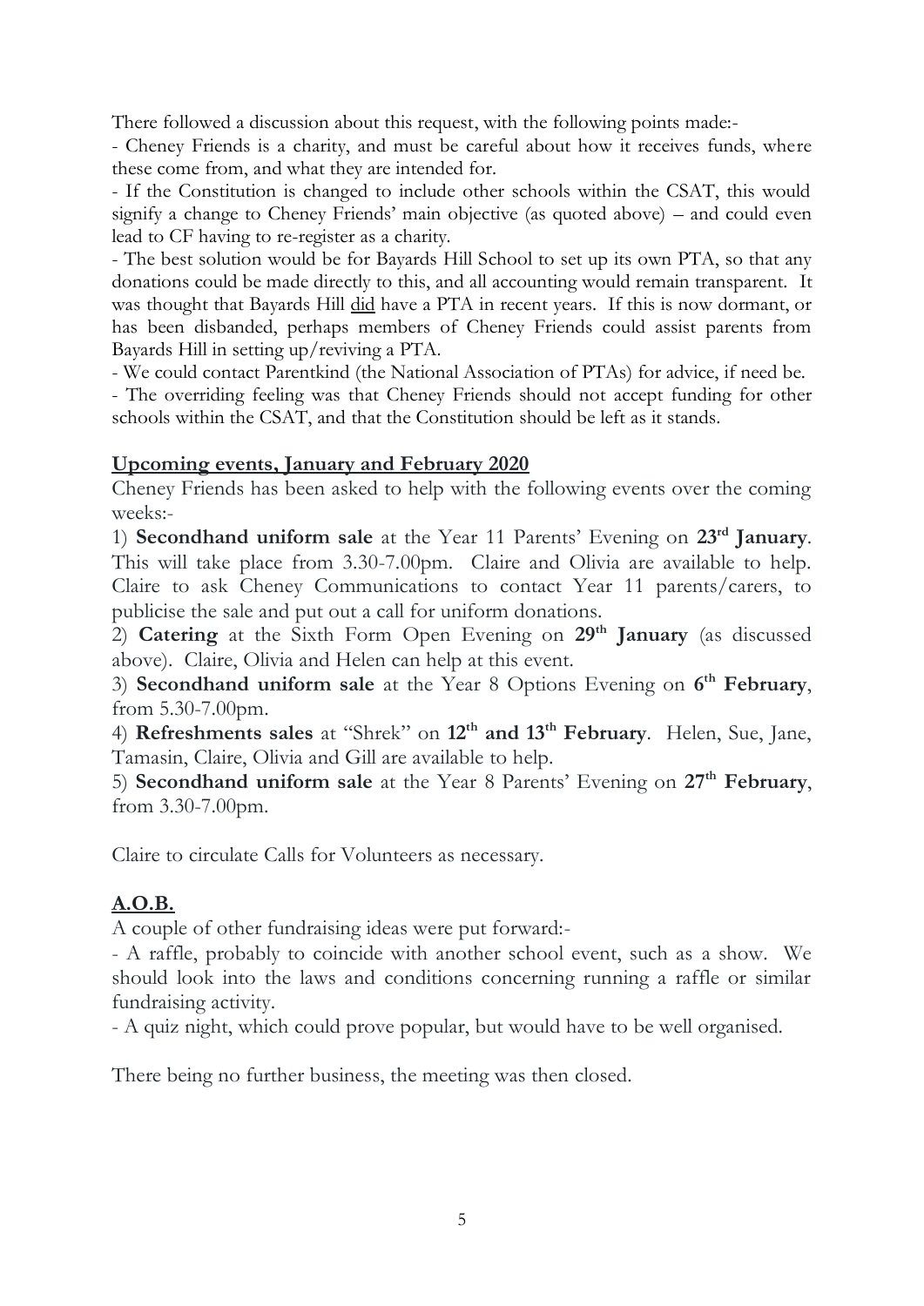There followed a discussion about this request, with the following points made:-

- Cheney Friends is a charity, and must be careful about how it receives funds, where these come from, and what they are intended for.
- If the Constitution is changed to include other schools within the CSAT, this would signify a change to Cheney Friends' main objective (as quoted above) – and could even lead to CF having to re-register as a charity.
- The best solution would be for Bayards Hill School to set up its own PTA, so that any donations could be made directly to this, and all accounting would remain transparent. It was thought that Bayards Hill did have a PTA in recent years. If this is now dormant, or has been disbanded, perhaps members of Cheney Friends could assist parents from Bayards Hill in setting up/reviving a PTA.
- We could contact Parentkind (the National Association of PTAs) for advice, if need be.
- The overriding feeling was that Cheney Friends should not accept funding for other schools within the CSAT, and that the Constitution should be left as it stands.

## Upcoming events, January and February 2020

Cheney Friends has been asked to help with the following events over the coming weeks:-

1) **Secondhand uniform sale** at the Year 11 Parents' Evening on **23rd January**. This will take place from 3.30-7.00pm. Claire and Olivia are available to help. Claire to ask Cheney Communications to contact Year 11 parents/carers, to publicise the sale and put out a call for uniform donations.
2) **Catering** at the Sixth Form Open Evening on **29th January** (as discussed above). Claire, Olivia and Helen can help at this event.
3) **Secondhand uniform sale** at the Year 8 Options Evening on **6th February**, from 5.30-7.00pm.
4) **Refreshments sales** at "Shrek" on **12th and 13th February**. Helen, Sue, Jane, Tamasin, Claire, Olivia and Gill are available to help.
5) **Secondhand uniform sale** at the Year 8 Parents' Evening on **27th February**, from 3.30-7.00pm.

Claire to circulate Calls for Volunteers as necessary.

## A.O.B.

A couple of other fundraising ideas were put forward:-

- A raffle, probably to coincide with another school event, such as a show. We should look into the laws and conditions concerning running a raffle or similar fundraising activity.
- A quiz night, which could prove popular, but would have to be well organised.

There being no further business, the meeting was then closed.